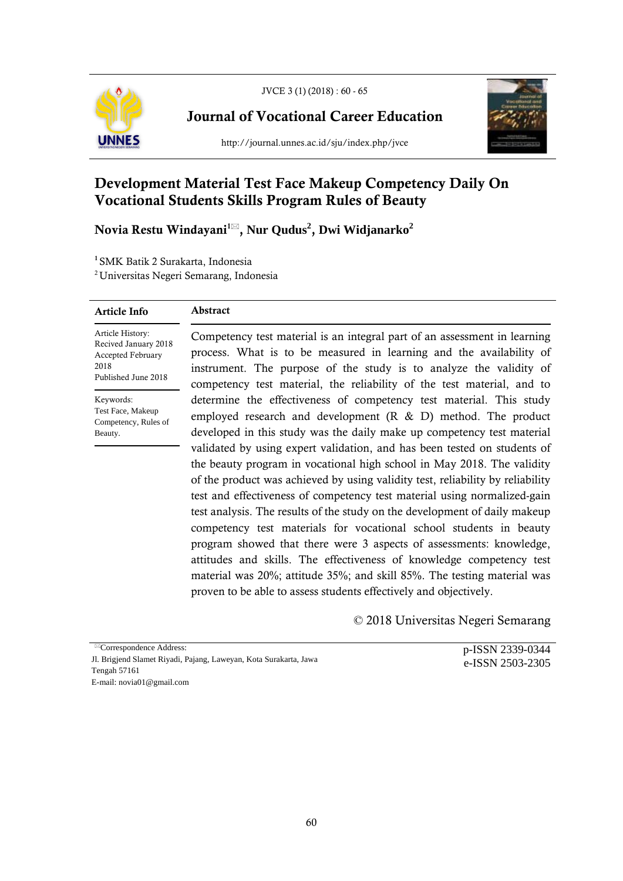# Development Material Test Face Makeup Competency Daily On Vocational Students Skills Program Rules of Beauty

**Novia Restu Windayani[1]✉, Nur Qudus[2], Dwi Widjanarko[2]**

[1] SMK Batik 2 Surakarta, Indonesia
[2] Universitas Negeri Semarang, Indonesia

**Article Info**

Article History:
Recived January 2018
Accepted February 2018
Published June 2018

Keywords:
Test Face, Makeup Competency, Rules of Beauty.

**Abstract**

Competency test material is an integral part of an assessment in learning process. What is to be measured in learning and the availability of instrument. The purpose of the study is to analyze the validity of competency test material, the reliability of the test material, and to determine the effectiveness of competency test material. This study employed research and development (R & D) method. The product developed in this study was the daily make up competency test material validated by using expert validation, and has been tested on students of the beauty program in vocational high school in May 2018. The validity of the product was achieved by using validity test, reliability by reliability test and effectiveness of competency test material using normalized-gain test analysis. The results of the study on the development of daily makeup competency test materials for vocational school students in beauty program showed that there were 3 aspects of assessments: knowledge, attitudes and skills. The effectiveness of knowledge competency test material was 20%; attitude 35%; and skill 85%. The testing material was proven to be able to assess students effectively and objectively.

© 2018 Universitas Negeri Semarang

✉Correspondence Address:
Jl. Brigjend Slamet Riyadi, Pajang, Laweyan, Kota Surakarta, Jawa Tengah 57161
E-mail: novia01@gmail.com

p-ISSN 2339-0344
e-ISSN 2503-2305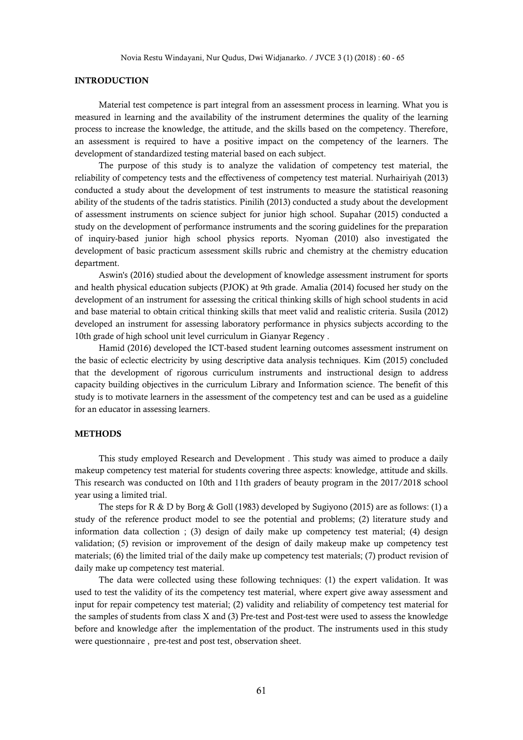## INTRODUCTION

Material test competence is part integral from an assessment process in learning. What you is measured in learning and the availability of the instrument determines the quality of the learning process to increase the knowledge, the attitude, and the skills based on the competency. Therefore, an assessment is required to have a positive impact on the competency of the learners. The development of standardized testing material based on each subject.

The purpose of this study is to analyze the validation of competency test material, the reliability of competency tests and the effectiveness of competency test material. Nurhairiyah (2013) conducted a study about the development of test instruments to measure the statistical reasoning ability of the students of the tadris statistics. Pinilih (2013) conducted a study about the development of assessment instruments on science subject for junior high school. Supahar (2015) conducted a study on the development of performance instruments and the scoring guidelines for the preparation of inquiry-based junior high school physics reports. Nyoman (2010) also investigated the development of basic practicum assessment skills rubric and chemistry at the chemistry education department.

Aswin's (2016) studied about the development of knowledge assessment instrument for sports and health physical education subjects (PJOK) at 9th grade. Amalia (2014) focused her study on the development of an instrument for assessing the critical thinking skills of high school students in acid and base material to obtain critical thinking skills that meet valid and realistic criteria. Susila (2012) developed an instrument for assessing laboratory performance in physics subjects according to the 10th grade of high school unit level curriculum in Gianyar Regency .

Hamid (2016) developed the ICT-based student learning outcomes assessment instrument on the basic of eclectic electricity by using descriptive data analysis techniques. Kim (2015) concluded that the development of rigorous curriculum instruments and instructional design to address capacity building objectives in the curriculum Library and Information science. The benefit of this study is to motivate learners in the assessment of the competency test and can be used as a guideline for an educator in assessing learners.

## METHODS

This study employed Research and Development . This study was aimed to produce a daily makeup competency test material for students covering three aspects: knowledge, attitude and skills. This research was conducted on 10th and 11th graders of beauty program in the 2017/2018 school year using a limited trial.

The steps for R & D by Borg & Goll (1983) developed by Sugiyono (2015) are as follows: (1) a study of the reference product model to see the potential and problems; (2) literature study and information data collection ; (3) design of daily make up competency test material; (4) design validation; (5) revision or improvement of the design of daily makeup make up competency test materials; (6) the limited trial of the daily make up competency test materials; (7) product revision of daily make up competency test material.

The data were collected using these following techniques: (1) the expert validation. It was used to test the validity of its the competency test material, where expert give away assessment and input for repair competency test material; (2) validity and reliability of competency test material for the samples of students from class X and (3) Pre-test and Post-test were used to assess the knowledge before and knowledge after the implementation of the product. The instruments used in this study were questionnaire , pre-test and post test, observation sheet.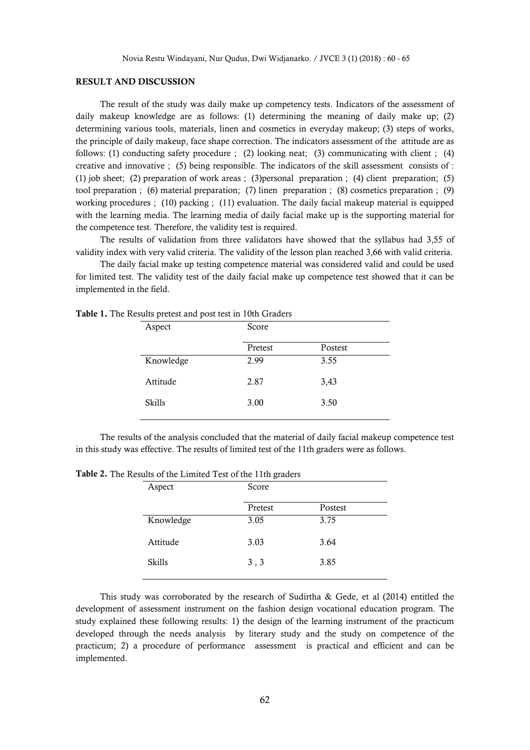## RESULT AND DISCUSSION

The result of the study was daily make up competency tests. Indicators of the assessment of daily makeup knowledge are as follows: (1) determining the meaning of daily make up; (2) determining various tools, materials, linen and cosmetics in everyday makeup; (3) steps of works, the principle of daily makeup, face shape correction. The indicators assessment of the attitude are as follows: (1) conducting safety procedure ; (2) looking neat; (3) communicating with client ; (4) creative and innovative ; (5) being responsible. The indicators of the skill assessment consists of : (1) job sheet; (2) preparation of work areas ; (3)personal preparation ; (4) client preparation; (5) tool preparation ; (6) material preparation; (7) linen preparation ; (8) cosmetics preparation ; (9) working procedures ; (10) packing ; (11) evaluation. The daily facial makeup material is equipped with the learning media. The learning media of daily facial make up is the supporting material for the competence test. Therefore, the validity test is required.

The results of validation from three validators have showed that the syllabus had 3,55 of validity index with very valid criteria. The validity of the lesson plan reached 3,66 with valid criteria.

The daily facial make up testing competence material was considered valid and could be used for limited test. The validity test of the daily facial make up competence test showed that it can be implemented in the field.

**Table 1.** The Results pretest and post test in 10th Graders

| Aspect | Score | |
|---|---|---|
| | Pretest | Postest |
| Knowledge | 2.99 | 3.55 |
| Attitude | 2.87 | 3,43 |
| Skills | 3.00 | 3.50 |

The results of the analysis concluded that the material of daily facial makeup competence test in this study was effective. The results of limited test of the 11th graders were as follows.

**Table 2.** The Results of the Limited Test of the 11th graders

| Aspect | Score | |
|---|---|---|
| | Pretest | Postest |
| Knowledge | 3.05 | 3.75 |
| Attitude | 3.03 | 3.64 |
| Skills | 3 , 3 | 3.85 |

This study was corroborated by the research of Sudirtha & Gede, et al (2014) entitled the development of assessment instrument on the fashion design vocational education program. The study explained these following results: 1) the design of the learning instrument of the practicum developed through the needs analysis by literary study and the study on competence of the practicum; 2) a procedure of performance assessment is practical and efficient and can be implemented.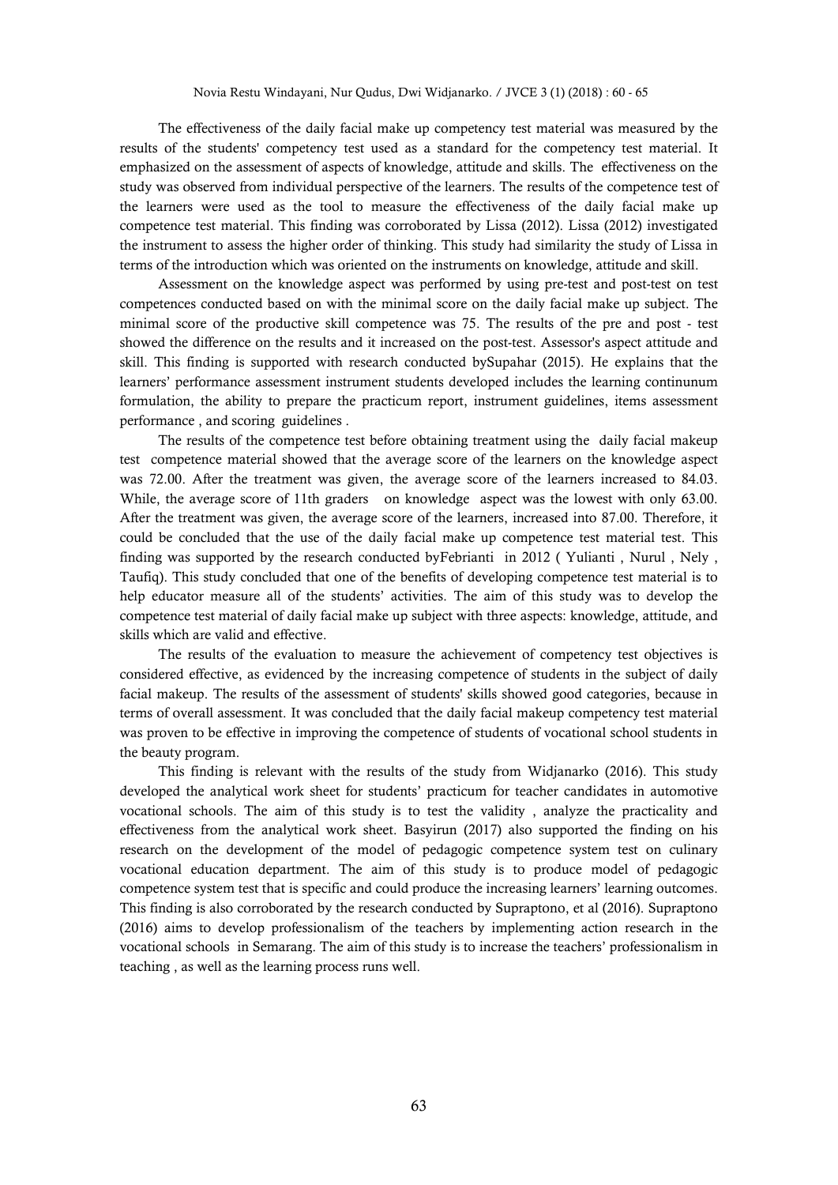The effectiveness of the daily facial make up competency test material was measured by the results of the students' competency test used as a standard for the competency test material. It emphasized on the assessment of aspects of knowledge, attitude and skills. The effectiveness on the study was observed from individual perspective of the learners. The results of the competence test of the learners were used as the tool to measure the effectiveness of the daily facial make up competence test material. This finding was corroborated by Lissa (2012). Lissa (2012) investigated the instrument to assess the higher order of thinking. This study had similarity the study of Lissa in terms of the introduction which was oriented on the instruments on knowledge, attitude and skill.

Assessment on the knowledge aspect was performed by using pre-test and post-test on test competences conducted based on with the minimal score on the daily facial make up subject. The minimal score of the productive skill competence was 75. The results of the pre and post - test showed the difference on the results and it increased on the post-test. Assessor's aspect attitude and skill. This finding is supported with research conducted bySupahar (2015). He explains that the learners' performance assessment instrument students developed includes the learning continunum formulation, the ability to prepare the practicum report, instrument guidelines, items assessment performance , and scoring guidelines .

The results of the competence test before obtaining treatment using the daily facial makeup test competence material showed that the average score of the learners on the knowledge aspect was 72.00. After the treatment was given, the average score of the learners increased to 84.03. While, the average score of 11th graders on knowledge aspect was the lowest with only 63.00. After the treatment was given, the average score of the learners, increased into 87.00. Therefore, it could be concluded that the use of the daily facial make up competence test material test. This finding was supported by the research conducted byFebrianti in 2012 ( Yulianti , Nurul , Nely , Taufiq). This study concluded that one of the benefits of developing competence test material is to help educator measure all of the students' activities. The aim of this study was to develop the competence test material of daily facial make up subject with three aspects: knowledge, attitude, and skills which are valid and effective.

The results of the evaluation to measure the achievement of competency test objectives is considered effective, as evidenced by the increasing competence of students in the subject of daily facial makeup. The results of the assessment of students' skills showed good categories, because in terms of overall assessment. It was concluded that the daily facial makeup competency test material was proven to be effective in improving the competence of students of vocational school students in the beauty program.

This finding is relevant with the results of the study from Widjanarko (2016). This study developed the analytical work sheet for students' practicum for teacher candidates in automotive vocational schools. The aim of this study is to test the validity , analyze the practicality and effectiveness from the analytical work sheet. Basyirun (2017) also supported the finding on his research on the development of the model of pedagogic competence system test on culinary vocational education department. The aim of this study is to produce model of pedagogic competence system test that is specific and could produce the increasing learners' learning outcomes. This finding is also corroborated by the research conducted by Supraptono, et al (2016). Supraptono (2016) aims to develop professionalism of the teachers by implementing action research in the vocational schools in Semarang. The aim of this study is to increase the teachers' professionalism in teaching , as well as the learning process runs well.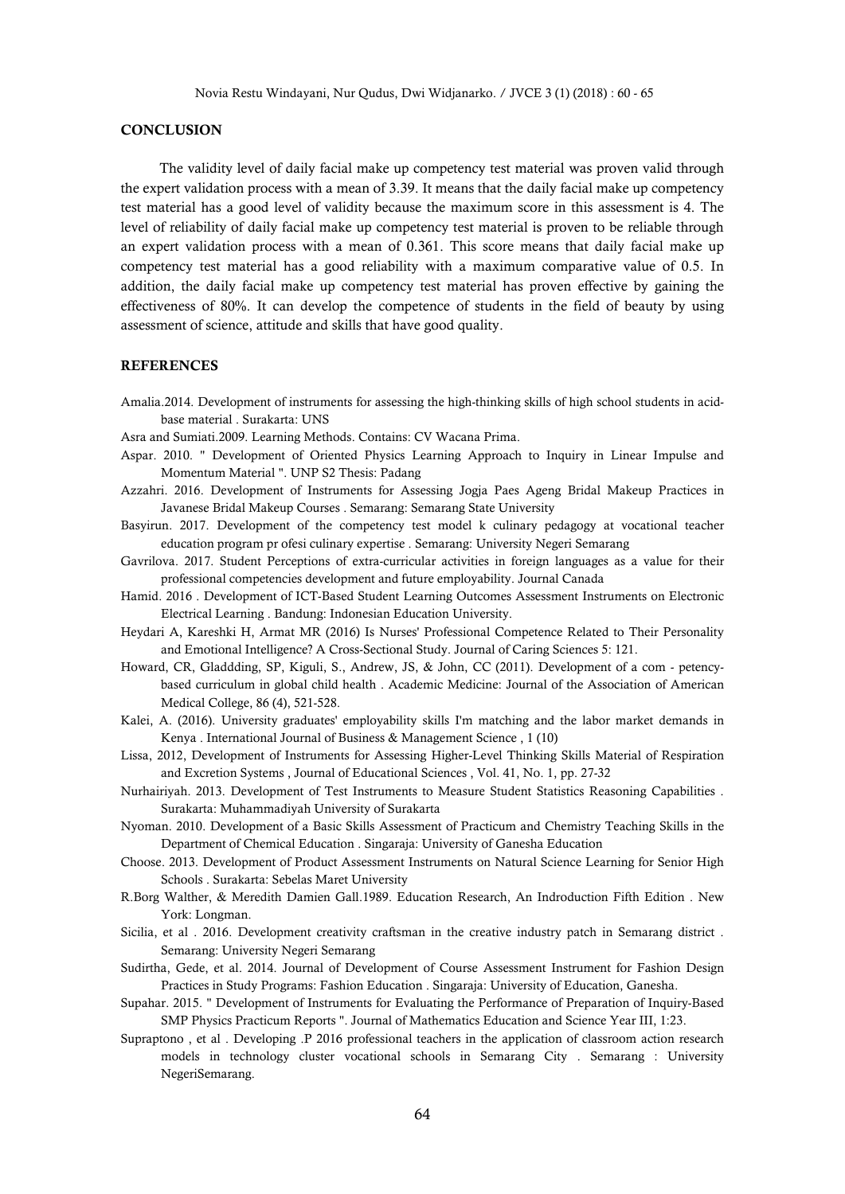## CONCLUSION

The validity level of daily facial make up competency test material was proven valid through the expert validation process with a mean of 3.39. It means that the daily facial make up competency test material has a good level of validity because the maximum score in this assessment is 4. The level of reliability of daily facial make up competency test material is proven to be reliable through an expert validation process with a mean of 0.361. This score means that daily facial make up competency test material has a good reliability with a maximum comparative value of 0.5. In addition, the daily facial make up competency test material has proven effective by gaining the effectiveness of 80%. It can develop the competence of students in the field of beauty by using assessment of science, attitude and skills that have good quality.

## REFERENCES

Amalia.2014. Development of instruments for assessing the high-thinking skills of high school students in acid-base material . Surakarta: UNS

Asra and Sumiati.2009. Learning Methods. Contains: CV Wacana Prima.

Aspar. 2010. " Development of Oriented Physics Learning Approach to Inquiry in Linear Impulse and Momentum Material ". UNP S2 Thesis: Padang

Azzahri. 2016. Development of Instruments for Assessing Jogja Paes Ageng Bridal Makeup Practices in Javanese Bridal Makeup Courses . Semarang: Semarang State University

Basyirun. 2017. Development of the competency test model k culinary pedagogy at vocational teacher education program pr ofesi culinary expertise . Semarang: University Negeri Semarang

Gavrilova. 2017. Student Perceptions of extra-curricular activities in foreign languages as a value for their professional competencies development and future employability. Journal Canada

Hamid. 2016 . Development of ICT-Based Student Learning Outcomes Assessment Instruments on Electronic Electrical Learning . Bandung: Indonesian Education University.

Heydari A, Kareshki H, Armat MR (2016) Is Nurses' Professional Competence Related to Their Personality and Emotional Intelligence? A Cross-Sectional Study. Journal of Caring Sciences 5: 121.

Howard, CR, Gladdding, SP, Kiguli, S., Andrew, JS, & John, CC (2011). Development of a com - petency-based curriculum in global child health . Academic Medicine: Journal of the Association of American Medical College, 86 (4), 521-528.

Kalei, A. (2016). University graduates' employability skills I'm matching and the labor market demands in Kenya . International Journal of Business & Management Science , 1 (10)

Lissa, 2012, Development of Instruments for Assessing Higher-Level Thinking Skills Material of Respiration and Excretion Systems , Journal of Educational Sciences , Vol. 41, No. 1, pp. 27-32

Nurhairiyah. 2013. Development of Test Instruments to Measure Student Statistics Reasoning Capabilities . Surakarta: Muhammadiyah University of Surakarta

Nyoman. 2010. Development of a Basic Skills Assessment of Practicum and Chemistry Teaching Skills in the Department of Chemical Education . Singaraja: University of Ganesha Education

Choose. 2013. Development of Product Assessment Instruments on Natural Science Learning for Senior High Schools . Surakarta: Sebelas Maret University

R.Borg Walther, & Meredith Damien Gall.1989. Education Research, An Indroduction Fifth Edition . New York: Longman.

Sicilia, et al . 2016. Development creativity craftsman in the creative industry patch in Semarang district . Semarang: University Negeri Semarang

Sudirtha, Gede, et al. 2014. Journal of Development of Course Assessment Instrument for Fashion Design Practices in Study Programs: Fashion Education . Singaraja: University of Education, Ganesha.

Supahar. 2015. " Development of Instruments for Evaluating the Performance of Preparation of Inquiry-Based SMP Physics Practicum Reports ". Journal of Mathematics Education and Science Year III, 1:23.

Supraptono , et al . Developing .P 2016 professional teachers in the application of classroom action research models in technology cluster vocational schools in Semarang City . Semarang : University NegeriSemarang.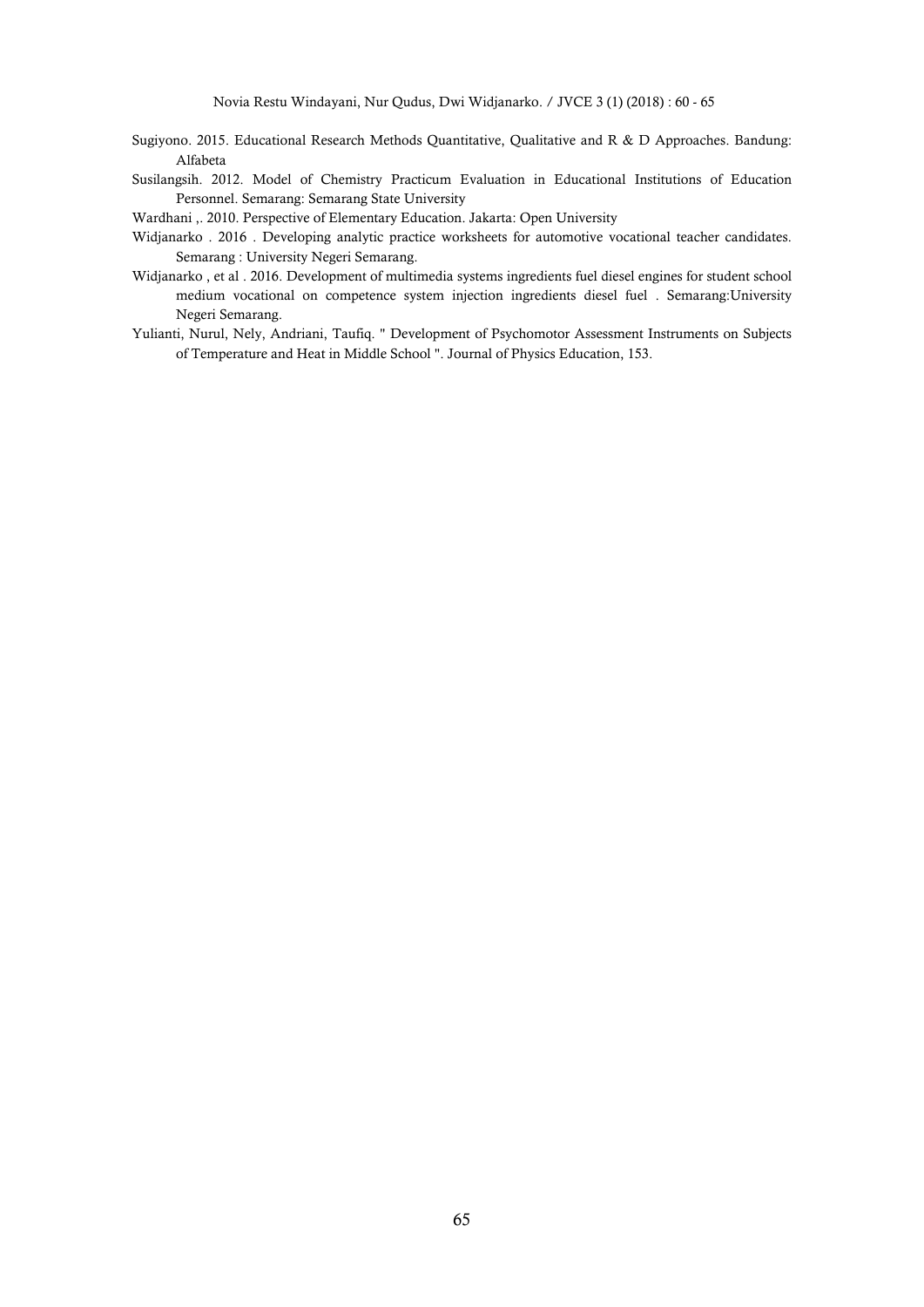Sugiyono. 2015. Educational Research Methods Quantitative, Qualitative and R & D Approaches. Bandung: Alfabeta

Susilangsih. 2012. Model of Chemistry Practicum Evaluation in Educational Institutions of Education Personnel. Semarang: Semarang State University

Wardhani ,. 2010. Perspective of Elementary Education. Jakarta: Open University

Widjanarko . 2016 . Developing analytic practice worksheets for automotive vocational teacher candidates. Semarang : University Negeri Semarang.

Widjanarko , et al . 2016. Development of multimedia systems ingredients fuel diesel engines for student school medium vocational on competence system injection ingredients diesel fuel . Semarang:University Negeri Semarang.

Yulianti, Nurul, Nely, Andriani, Taufiq. " Development of Psychomotor Assessment Instruments on Subjects of Temperature and Heat in Middle School ". Journal of Physics Education, 153.